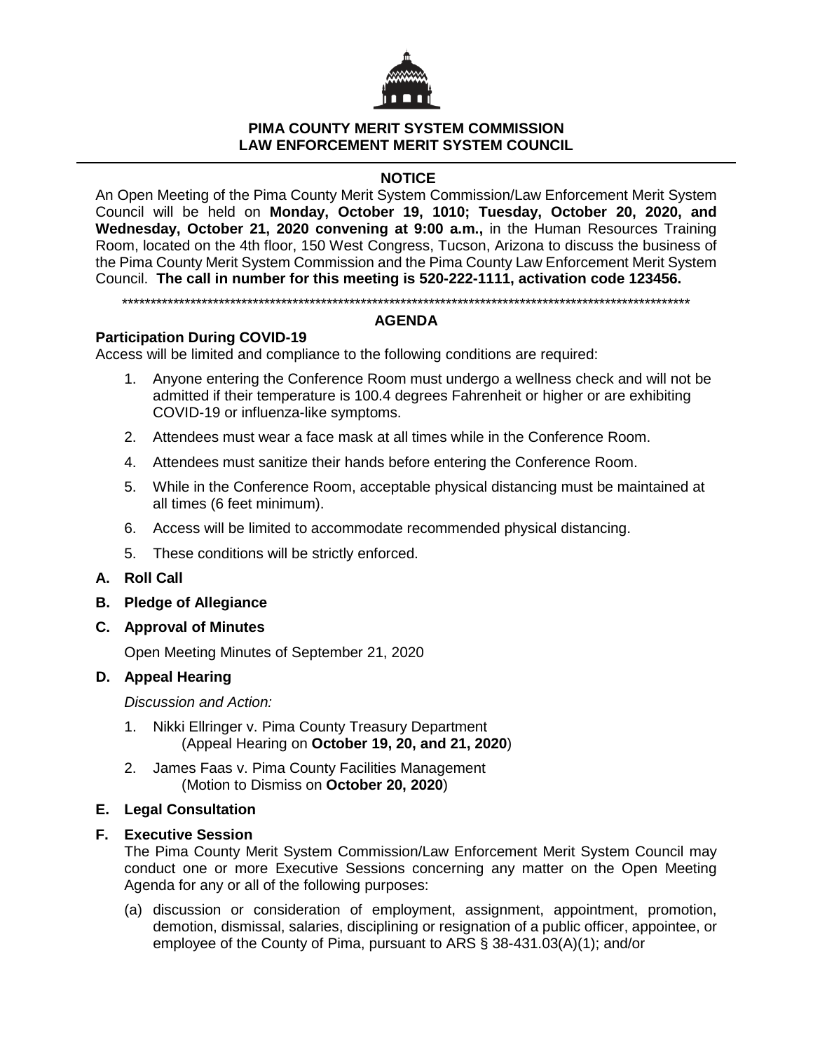# PIMA COUNTY MERIT SYSTEM COMMISSION
# LAW ENFORCEMENT MERIT SYSTEM COUNCIL

## NOTICE

An Open Meeting of the Pima County Merit System Commission/Law Enforcement Merit System Council will be held on **Monday, October 19, 1010; Tuesday, October 20, 2020, and Wednesday, October 21, 2020 convening at 9:00 a.m.,** in the Human Resources Training Room, located on the 4th floor, 150 West Congress, Tucson, Arizona to discuss the business of the Pima County Merit System Commission and the Pima County Law Enforcement Merit System Council. **The call in number for this meeting is 520-222-1111, activation code 123456.**

****************************************************************************************************

## AGENDA

**Participation During COVID-19**

Access will be limited and compliance to the following conditions are required:

1. Anyone entering the Conference Room must undergo a wellness check and will not be admitted if their temperature is 100.4 degrees Fahrenheit or higher or are exhibiting COVID-19 or influenza-like symptoms.
2. Attendees must wear a face mask at all times while in the Conference Room.
4. Attendees must sanitize their hands before entering the Conference Room.
5. While in the Conference Room, acceptable physical distancing must be maintained at all times (6 feet minimum).
6. Access will be limited to accommodate recommended physical distancing.
5. These conditions will be strictly enforced.

**A. Roll Call**

**B. Pledge of Allegiance**

**C. Approval of Minutes**

Open Meeting Minutes of September 21, 2020

**D. Appeal Hearing**

*Discussion and Action:*

1. Nikki Ellringer v. Pima County Treasury Department
   (Appeal Hearing on **October 19, 20, and 21, 2020**)
2. James Faas v. Pima County Facilities Management
   (Motion to Dismiss on **October 20, 2020**)

**E. Legal Consultation**

**F. Executive Session**

The Pima County Merit System Commission/Law Enforcement Merit System Council may conduct one or more Executive Sessions concerning any matter on the Open Meeting Agenda for any or all of the following purposes:

(a) discussion or consideration of employment, assignment, appointment, promotion, demotion, dismissal, salaries, disciplining or resignation of a public officer, appointee, or employee of the County of Pima, pursuant to ARS § 38-431.03(A)(1); and/or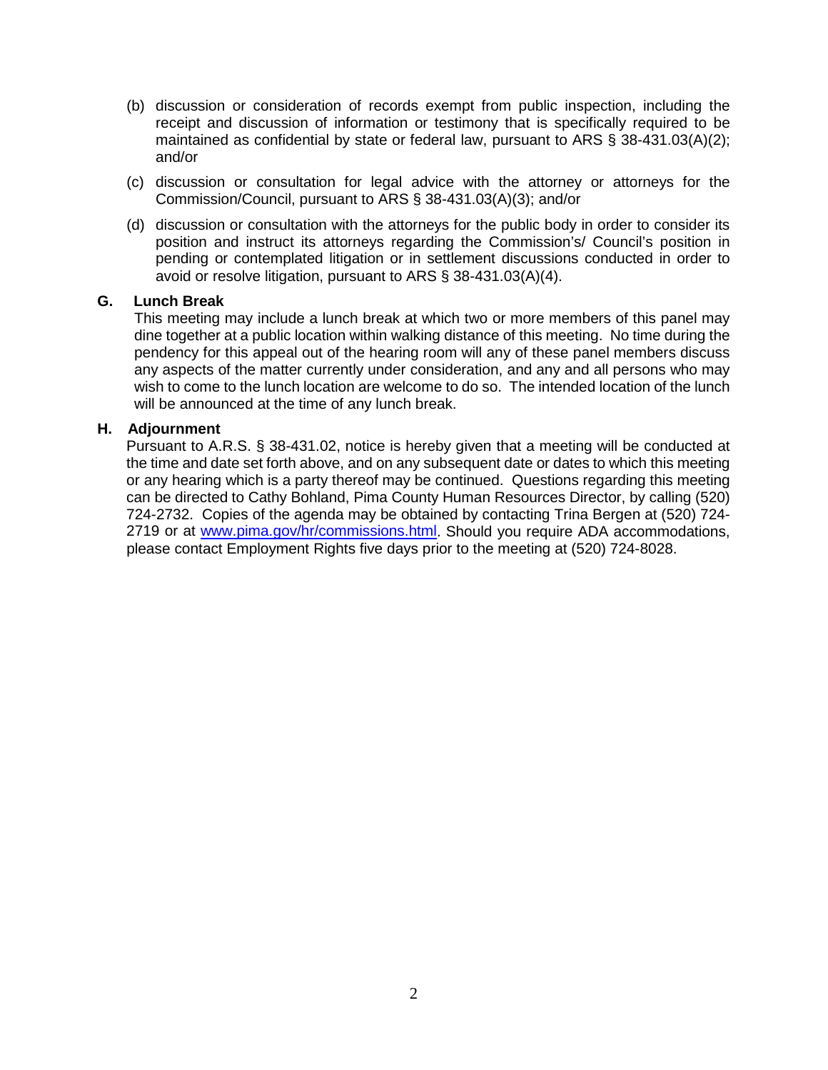(b) discussion or consideration of records exempt from public inspection, including the receipt and discussion of information or testimony that is specifically required to be maintained as confidential by state or federal law, pursuant to ARS § 38-431.03(A)(2); and/or

(c) discussion or consultation for legal advice with the attorney or attorneys for the Commission/Council, pursuant to ARS § 38-431.03(A)(3); and/or

(d) discussion or consultation with the attorneys for the public body in order to consider its position and instruct its attorneys regarding the Commission's/ Council's position in pending or contemplated litigation or in settlement discussions conducted in order to avoid or resolve litigation, pursuant to ARS § 38-431.03(A)(4).

**G. Lunch Break**

This meeting may include a lunch break at which two or more members of this panel may dine together at a public location within walking distance of this meeting. No time during the pendency for this appeal out of the hearing room will any of these panel members discuss any aspects of the matter currently under consideration, and any and all persons who may wish to come to the lunch location are welcome to do so. The intended location of the lunch will be announced at the time of any lunch break.

**H. Adjournment**

Pursuant to A.R.S. § 38-431.02, notice is hereby given that a meeting will be conducted at the time and date set forth above, and on any subsequent date or dates to which this meeting or any hearing which is a party thereof may be continued. Questions regarding this meeting can be directed to Cathy Bohland, Pima County Human Resources Director, by calling (520) 724-2732. Copies of the agenda may be obtained by contacting Trina Bergen at (520) 724-2719 or at www.pima.gov/hr/commissions.html. Should you require ADA accommodations, please contact Employment Rights five days prior to the meeting at (520) 724-8028.